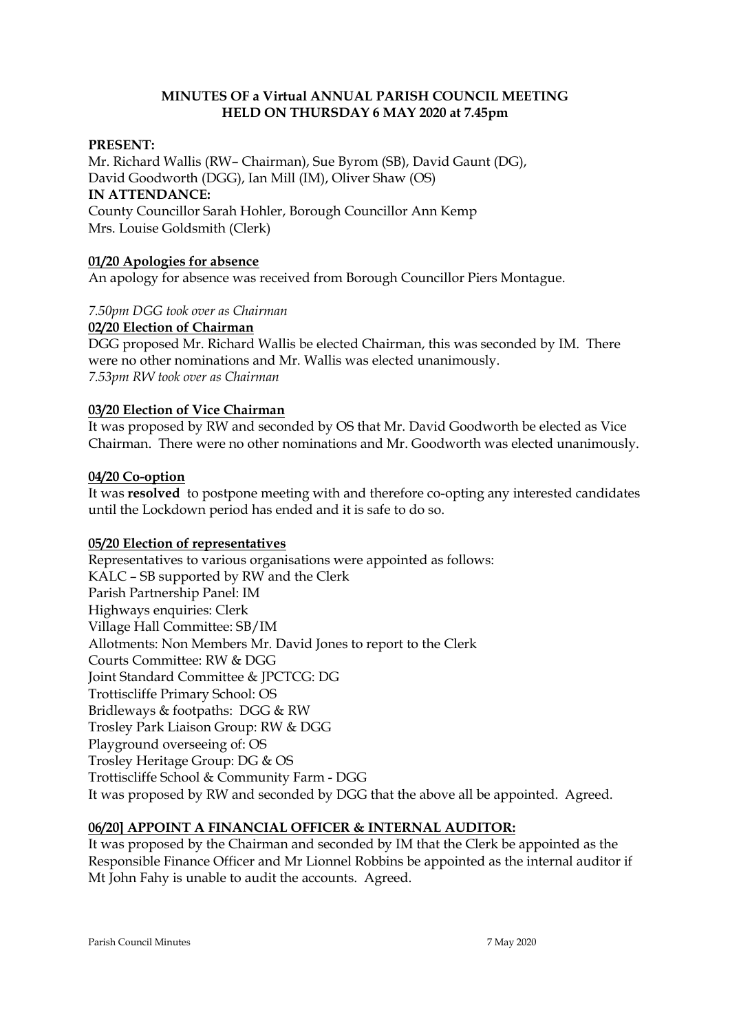**MINUTES OF a Virtual ANNUAL PARISH COUNCIL MEETING**
**HELD ON THURSDAY 6 MAY 2020 at 7.45pm**

**PRESENT:**
Mr. Richard Wallis (RW– Chairman), Sue Byrom (SB), David Gaunt (DG), David Goodworth (DGG), Ian Mill (IM), Oliver Shaw (OS)

**IN ATTENDANCE:**
County Councillor Sarah Hohler, Borough Councillor Ann Kemp
Mrs. Louise Goldsmith (Clerk)

**01/20 Apologies for absence**

An apology for absence was received from Borough Councillor Piers Montague.

*7.50pm DGG took over as Chairman*

**02/20 Election of Chairman**

DGG proposed Mr. Richard Wallis be elected Chairman, this was seconded by IM. There were no other nominations and Mr. Wallis was elected unanimously.
*7.53pm RW took over as Chairman*

**03/20 Election of Vice Chairman**

It was proposed by RW and seconded by OS that Mr. David Goodworth be elected as Vice Chairman. There were no other nominations and Mr. Goodworth was elected unanimously.

**04/20 Co-option**

It was **resolved** to postpone meeting with and therefore co-opting any interested candidates until the Lockdown period has ended and it is safe to do so.

**05/20 Election of representatives**

Representatives to various organisations were appointed as follows:
KALC – SB supported by RW and the Clerk
Parish Partnership Panel: IM
Highways enquiries: Clerk
Village Hall Committee: SB/IM
Allotments: Non Members Mr. David Jones to report to the Clerk
Courts Committee: RW & DGG
Joint Standard Committee & JPCTCG: DG
Trottiscliffe Primary School: OS
Bridleways & footpaths: DGG & RW
Trosley Park Liaison Group: RW & DGG
Playground overseeing of: OS
Trosley Heritage Group: DG & OS
Trottiscliffe School & Community Farm - DGG
It was proposed by RW and seconded by DGG that the above all be appointed. Agreed.

**06/20] APPOINT A FINANCIAL OFFICER & INTERNAL AUDITOR:**

It was proposed by the Chairman and seconded by IM that the Clerk be appointed as the Responsible Finance Officer and Mr Lionnel Robbins be appointed as the internal auditor if Mt John Fahy is unable to audit the accounts. Agreed.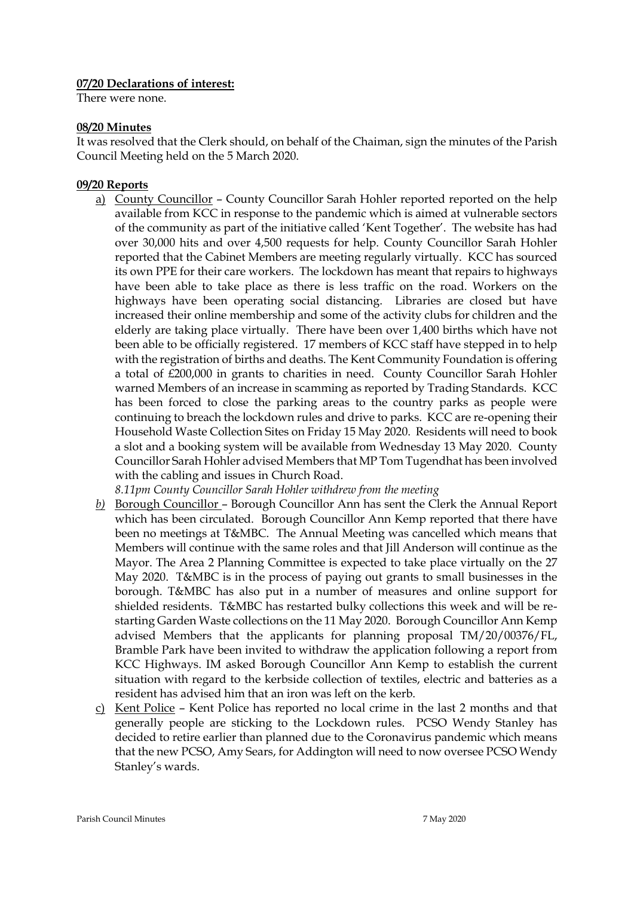**07/20 Declarations of interest:**

There were none.

**08/20 Minutes**

It was resolved that the Clerk should, on behalf of the Chaiman, sign the minutes of the Parish Council Meeting held on the 5 March 2020.

**09/20 Reports**

a) County Councillor – County Councillor Sarah Hohler reported reported on the help available from KCC in response to the pandemic which is aimed at vulnerable sectors of the community as part of the initiative called 'Kent Together'. The website has had over 30,000 hits and over 4,500 requests for help. County Councillor Sarah Hohler reported that the Cabinet Members are meeting regularly virtually. KCC has sourced its own PPE for their care workers. The lockdown has meant that repairs to highways have been able to take place as there is less traffic on the road. Workers on the highways have been operating social distancing. Libraries are closed but have increased their online membership and some of the activity clubs for children and the elderly are taking place virtually. There have been over 1,400 births which have not been able to be officially registered. 17 members of KCC staff have stepped in to help with the registration of births and deaths. The Kent Community Foundation is offering a total of £200,000 in grants to charities in need. County Councillor Sarah Hohler warned Members of an increase in scamming as reported by Trading Standards. KCC has been forced to close the parking areas to the country parks as people were continuing to breach the lockdown rules and drive to parks. KCC are re-opening their Household Waste Collection Sites on Friday 15 May 2020. Residents will need to book a slot and a booking system will be available from Wednesday 13 May 2020. County Councillor Sarah Hohler advised Members that MP Tom Tugendhat has been involved with the cabling and issues in Church Road.

*8.11pm County Councillor Sarah Hohler withdrew from the meeting*

b) Borough Councillor – Borough Councillor Ann has sent the Clerk the Annual Report which has been circulated. Borough Councillor Ann Kemp reported that there have been no meetings at T&MBC. The Annual Meeting was cancelled which means that Members will continue with the same roles and that Jill Anderson will continue as the Mayor. The Area 2 Planning Committee is expected to take place virtually on the 27 May 2020. T&MBC is in the process of paying out grants to small businesses in the borough. T&MBC has also put in a number of measures and online support for shielded residents. T&MBC has restarted bulky collections this week and will be re-starting Garden Waste collections on the 11 May 2020. Borough Councillor Ann Kemp advised Members that the applicants for planning proposal TM/20/00376/FL, Bramble Park have been invited to withdraw the application following a report from KCC Highways. IM asked Borough Councillor Ann Kemp to establish the current situation with regard to the kerbside collection of textiles, electric and batteries as a resident has advised him that an iron was left on the kerb.

c) Kent Police – Kent Police has reported no local crime in the last 2 months and that generally people are sticking to the Lockdown rules. PCSO Wendy Stanley has decided to retire earlier than planned due to the Coronavirus pandemic which means that the new PCSO, Amy Sears, for Addington will need to now oversee PCSO Wendy Stanley's wards.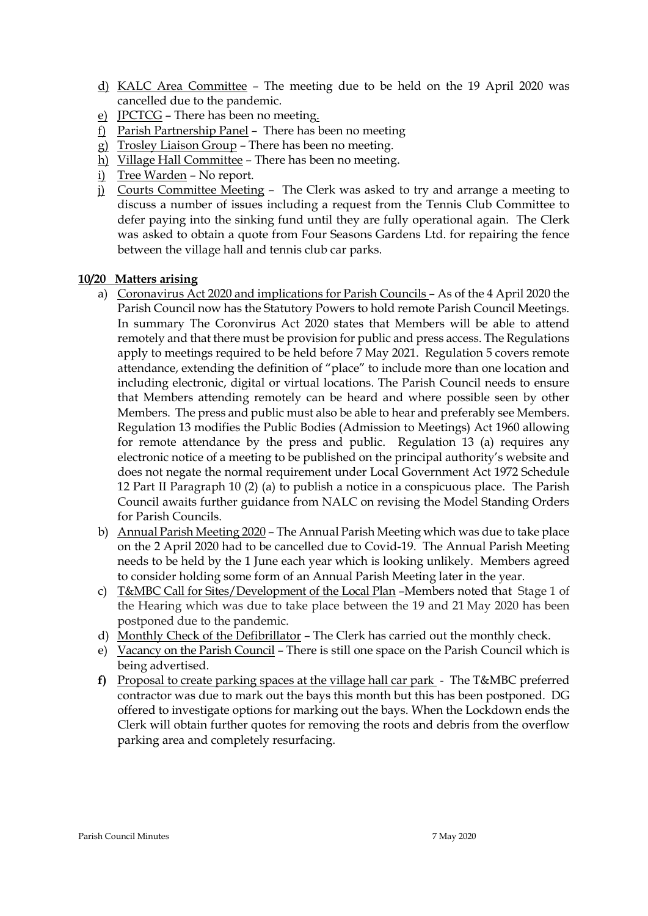d) KALC Area Committee – The meeting due to be held on the 19 April 2020 was cancelled due to the pandemic.
e) JPCTCG – There has been no meeting.
f) Parish Partnership Panel – There has been no meeting
g) Trosley Liaison Group – There has been no meeting.
h) Village Hall Committee – There has been no meeting.
i) Tree Warden – No report.
j) Courts Committee Meeting – The Clerk was asked to try and arrange a meeting to discuss a number of issues including a request from the Tennis Club Committee to defer paying into the sinking fund until they are fully operational again. The Clerk was asked to obtain a quote from Four Seasons Gardens Ltd. for repairing the fence between the village hall and tennis club car parks.

**10/20 Matters arising**

a) Coronavirus Act 2020 and implications for Parish Councils – As of the 4 April 2020 the Parish Council now has the Statutory Powers to hold remote Parish Council Meetings. In summary The Coronvirus Act 2020 states that Members will be able to attend remotely and that there must be provision for public and press access. The Regulations apply to meetings required to be held before 7 May 2021. Regulation 5 covers remote attendance, extending the definition of "place" to include more than one location and including electronic, digital or virtual locations. The Parish Council needs to ensure that Members attending remotely can be heard and where possible seen by other Members. The press and public must also be able to hear and preferably see Members. Regulation 13 modifies the Public Bodies (Admission to Meetings) Act 1960 allowing for remote attendance by the press and public. Regulation 13 (a) requires any electronic notice of a meeting to be published on the principal authority's website and does not negate the normal requirement under Local Government Act 1972 Schedule 12 Part II Paragraph 10 (2) (a) to publish a notice in a conspicuous place. The Parish Council awaits further guidance from NALC on revising the Model Standing Orders for Parish Councils.
b) Annual Parish Meeting 2020 – The Annual Parish Meeting which was due to take place on the 2 April 2020 had to be cancelled due to Covid-19. The Annual Parish Meeting needs to be held by the 1 June each year which is looking unlikely. Members agreed to consider holding some form of an Annual Parish Meeting later in the year.
c) T&MBC Call for Sites/Development of the Local Plan –Members noted that Stage 1 of the Hearing which was due to take place between the 19 and 21 May 2020 has been postponed due to the pandemic.
d) Monthly Check of the Defibrillator – The Clerk has carried out the monthly check.
e) Vacancy on the Parish Council – There is still one space on the Parish Council which is being advertised.
f) Proposal to create parking spaces at the village hall car park - The T&MBC preferred contractor was due to mark out the bays this month but this has been postponed. DG offered to investigate options for marking out the bays. When the Lockdown ends the Clerk will obtain further quotes for removing the roots and debris from the overflow parking area and completely resurfacing.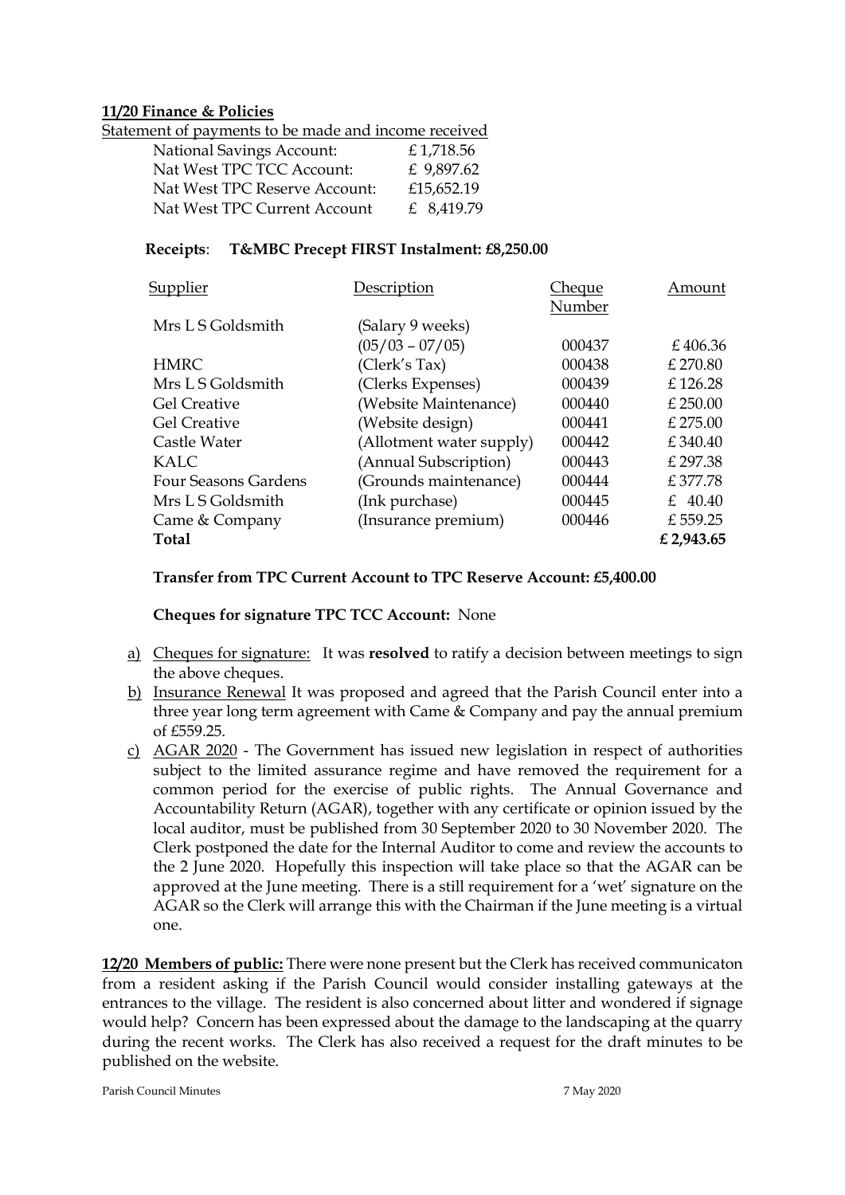**11/20 Finance & Policies**

Statement of payments to be made and income received

| | |
|---|---|
| National Savings Account: | £ 1,718.56 |
| Nat West TPC TCC Account: | £ 9,897.62 |
| Nat West TPC Reserve Account: | £15,652.19 |
| Nat West TPC Current Account | £ 8,419.79 |

**Receipts**: **T&MBC Precept FIRST Instalment: £8,250.00**

| Supplier | Description | Cheque Number | Amount |
|---|---|---|---|
| Mrs L S Goldsmith | (Salary 9 weeks) (05/03 – 07/05) | 000437 | £ 406.36 |
| HMRC | (Clerk's Tax) | 000438 | £ 270.80 |
| Mrs L S Goldsmith | (Clerks Expenses) | 000439 | £ 126.28 |
| Gel Creative | (Website Maintenance) | 000440 | £ 250.00 |
| Gel Creative | (Website design) | 000441 | £ 275.00 |
| Castle Water | (Allotment water supply) | 000442 | £ 340.40 |
| KALC | (Annual Subscription) | 000443 | £ 297.38 |
| Four Seasons Gardens | (Grounds maintenance) | 000444 | £ 377.78 |
| Mrs L S Goldsmith | (Ink purchase) | 000445 | £ 40.40 |
| Came & Company | (Insurance premium) | 000446 | £ 559.25 |
| **Total** | | | **£ 2,943.65** |

**Transfer from TPC Current Account to TPC Reserve Account: £5,400.00**

**Cheques for signature TPC TCC Account:** None

a) Cheques for signature: It was **resolved** to ratify a decision between meetings to sign the above cheques.
b) Insurance Renewal It was proposed and agreed that the Parish Council enter into a three year long term agreement with Came & Company and pay the annual premium of £559.25.
c) AGAR 2020 - The Government has issued new legislation in respect of authorities subject to the limited assurance regime and have removed the requirement for a common period for the exercise of public rights. The Annual Governance and Accountability Return (AGAR), together with any certificate or opinion issued by the local auditor, must be published from 30 September 2020 to 30 November 2020. The Clerk postponed the date for the Internal Auditor to come and review the accounts to the 2 June 2020. Hopefully this inspection will take place so that the AGAR can be approved at the June meeting. There is a still requirement for a 'wet' signature on the AGAR so the Clerk will arrange this with the Chairman if the June meeting is a virtual one.

**12/20 Members of public:** There were none present but the Clerk has received communicaton from a resident asking if the Parish Council would consider installing gateways at the entrances to the village. The resident is also concerned about litter and wondered if signage would help? Concern has been expressed about the damage to the landscaping at the quarry during the recent works. The Clerk has also received a request for the draft minutes to be published on the website.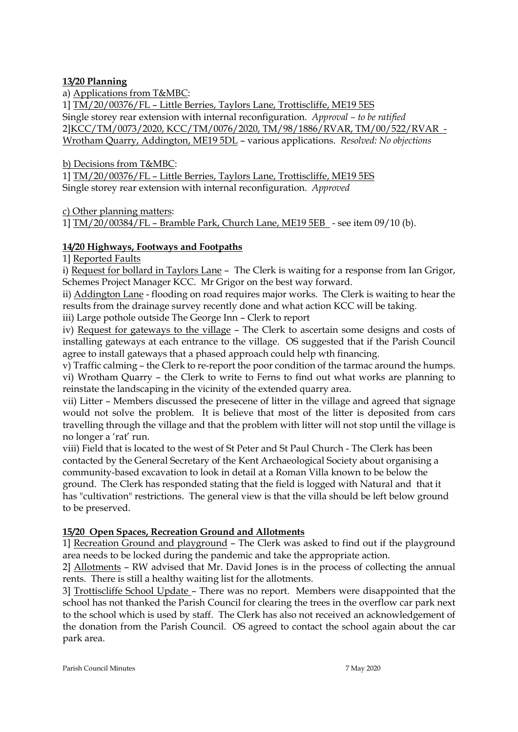**13/20 Planning**

a) Applications from T&MBC:

1] TM/20/00376/FL – Little Berries, Taylors Lane, Trottiscliffe, ME19 5ES
Single storey rear extension with internal reconfiguration. *Approval – to be ratified*

2] KCC/TM/0073/2020, KCC/TM/0076/2020, TM/98/1886/RVAR, TM/00/522/RVAR - Wrotham Quarry, Addington, ME19 5DL – various applications. *Resolved: No objections*

b) Decisions from T&MBC:

1] TM/20/00376/FL – Little Berries, Taylors Lane, Trottiscliffe, ME19 5ES
Single storey rear extension with internal reconfiguration. *Approved*

c) Other planning matters:

1] TM/20/00384/FL – Bramble Park, Church Lane, ME19 5EB - see item 09/10 (b).

**14/20 Highways, Footways and Footpaths**

1] Reported Faults

i) Request for bollard in Taylors Lane – The Clerk is waiting for a response from Ian Grigor, Schemes Project Manager KCC. Mr Grigor on the best way forward.

ii) Addington Lane - flooding on road requires major works. The Clerk is waiting to hear the results from the drainage survey recently done and what action KCC will be taking.

iii) Large pothole outside The George Inn – Clerk to report

iv) Request for gateways to the village – The Clerk to ascertain some designs and costs of installing gateways at each entrance to the village. OS suggested that if the Parish Council agree to install gateways that a phased approach could help wth financing.

v) Traffic calming – the Clerk to re-report the poor condition of the tarmac around the humps.

vi) Wrotham Quarry – the Clerk to write to Ferns to find out what works are planning to reinstate the landscaping in the vicinity of the extended quarry area.

vii) Litter – Members discussed the presecene of litter in the village and agreed that signage would not solve the problem. It is believe that most of the litter is deposited from cars travelling through the village and that the problem with litter will not stop until the village is no longer a 'rat' run.

viii) Field that is located to the west of St Peter and St Paul Church - The Clerk has been contacted by the General Secretary of the Kent Archaeological Society about organising a community-based excavation to look in detail at a Roman Villa known to be below the ground. The Clerk has responded stating that the field is logged with Natural and that it has "cultivation" restrictions. The general view is that the villa should be left below ground to be preserved.

**15/20 Open Spaces, Recreation Ground and Allotments**

1] Recreation Ground and playground – The Clerk was asked to find out if the playground area needs to be locked during the pandemic and take the appropriate action.

2] Allotments – RW advised that Mr. David Jones is in the process of collecting the annual rents. There is still a healthy waiting list for the allotments.

3] Trottiscliffe School Update – There was no report. Members were disappointed that the school has not thanked the Parish Council for clearing the trees in the overflow car park next to the school which is used by staff. The Clerk has also not received an acknowledgement of the donation from the Parish Council. OS agreed to contact the school again about the car park area.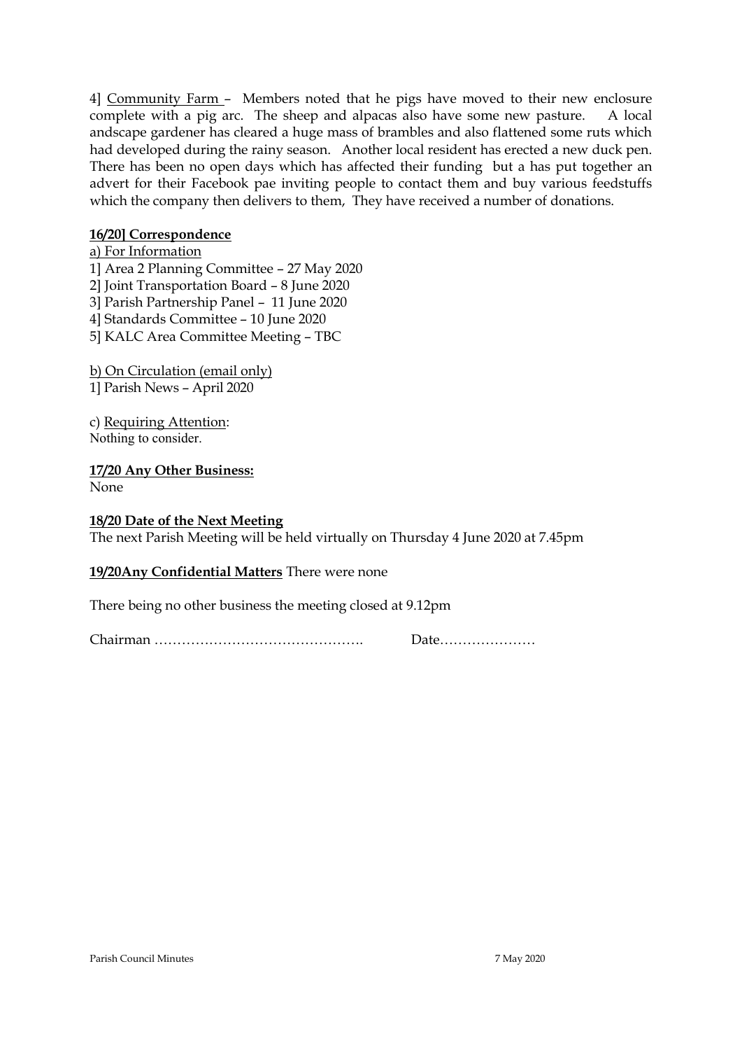4] Community Farm – Members noted that he pigs have moved to their new enclosure complete with a pig arc. The sheep and alpacas also have some new pasture. A local andscape gardener has cleared a huge mass of brambles and also flattened some ruts which had developed during the rainy season. Another local resident has erected a new duck pen. There has been no open days which has affected their funding but a has put together an advert for their Facebook pae inviting people to contact them and buy various feedstuffs which the company then delivers to them, They have received a number of donations.

**16/20] Correspondence**

a) For Information
1] Area 2 Planning Committee – 27 May 2020
2] Joint Transportation Board – 8 June 2020
3] Parish Partnership Panel – 11 June 2020
4] Standards Committee – 10 June 2020
5] KALC Area Committee Meeting – TBC

b) On Circulation (email only)
1] Parish News – April 2020

c) Requiring Attention:
Nothing to consider.

**17/20 Any Other Business:**
None

**18/20 Date of the Next Meeting**
The next Parish Meeting will be held virtually on Thursday 4 June 2020 at 7.45pm

**19/20Any Confidential Matters** There were none

There being no other business the meeting closed at 9.12pm

Chairman ………………………………………. Date…………………